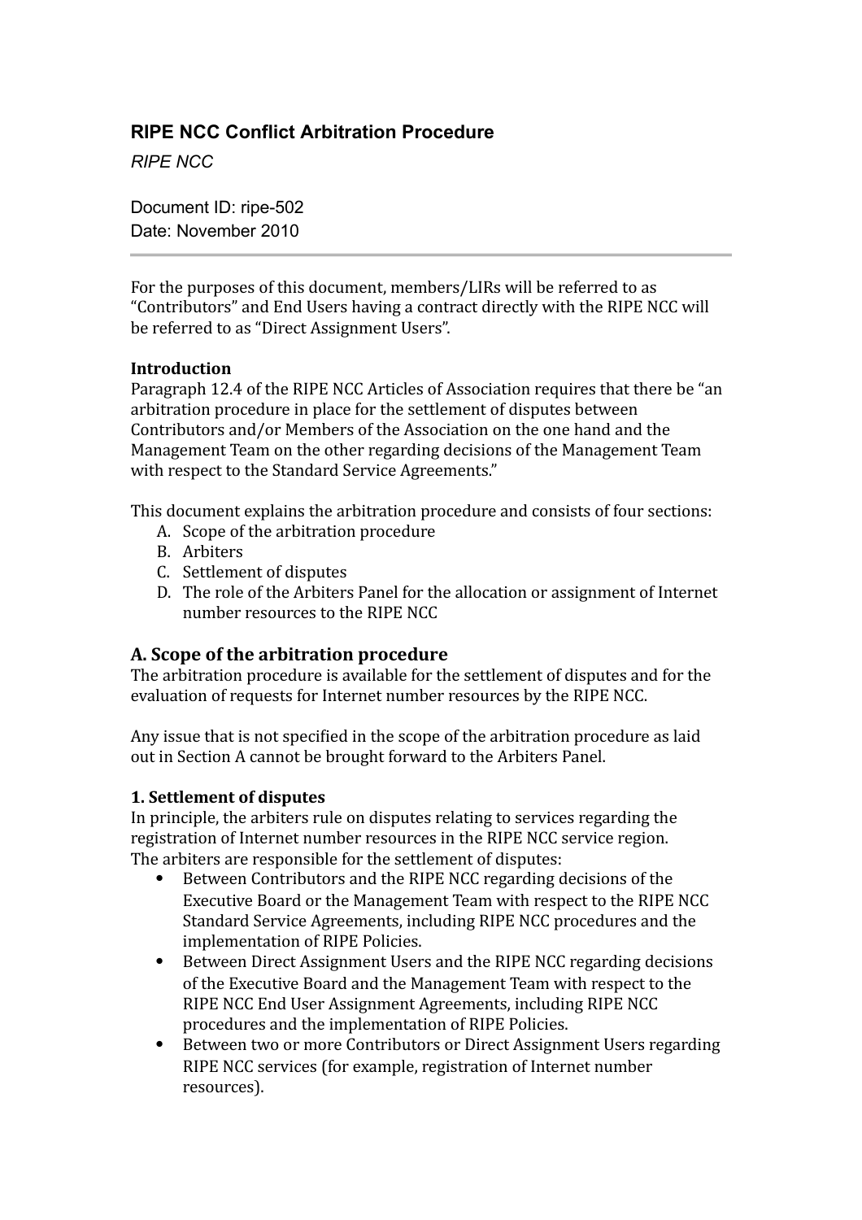# RIPE NCC Conflict Arbitration Procedure

*RIPE NCC*

Document ID: ripe-502
Date: November 2010

---

For the purposes of this document, members/LIRs will be referred to as "Contributors" and End Users having a contract directly with the RIPE NCC will be referred to as "Direct Assignment Users".

**Introduction**
Paragraph 12.4 of the RIPE NCC Articles of Association requires that there be "an arbitration procedure in place for the settlement of disputes between Contributors and/or Members of the Association on the one hand and the Management Team on the other regarding decisions of the Management Team with respect to the Standard Service Agreements."

This document explains the arbitration procedure and consists of four sections:

A. Scope of the arbitration procedure
B. Arbiters
C. Settlement of disputes
D. The role of the Arbiters Panel for the allocation or assignment of Internet number resources to the RIPE NCC

## A. Scope of the arbitration procedure

The arbitration procedure is available for the settlement of disputes and for the evaluation of requests for Internet number resources by the RIPE NCC.

Any issue that is not specified in the scope of the arbitration procedure as laid out in Section A cannot be brought forward to the Arbiters Panel.

**1. Settlement of disputes**
In principle, the arbiters rule on disputes relating to services regarding the registration of Internet number resources in the RIPE NCC service region. The arbiters are responsible for the settlement of disputes:

- Between Contributors and the RIPE NCC regarding decisions of the Executive Board or the Management Team with respect to the RIPE NCC Standard Service Agreements, including RIPE NCC procedures and the implementation of RIPE Policies.
- Between Direct Assignment Users and the RIPE NCC regarding decisions of the Executive Board and the Management Team with respect to the RIPE NCC End User Assignment Agreements, including RIPE NCC procedures and the implementation of RIPE Policies.
- Between two or more Contributors or Direct Assignment Users regarding RIPE NCC services (for example, registration of Internet number resources).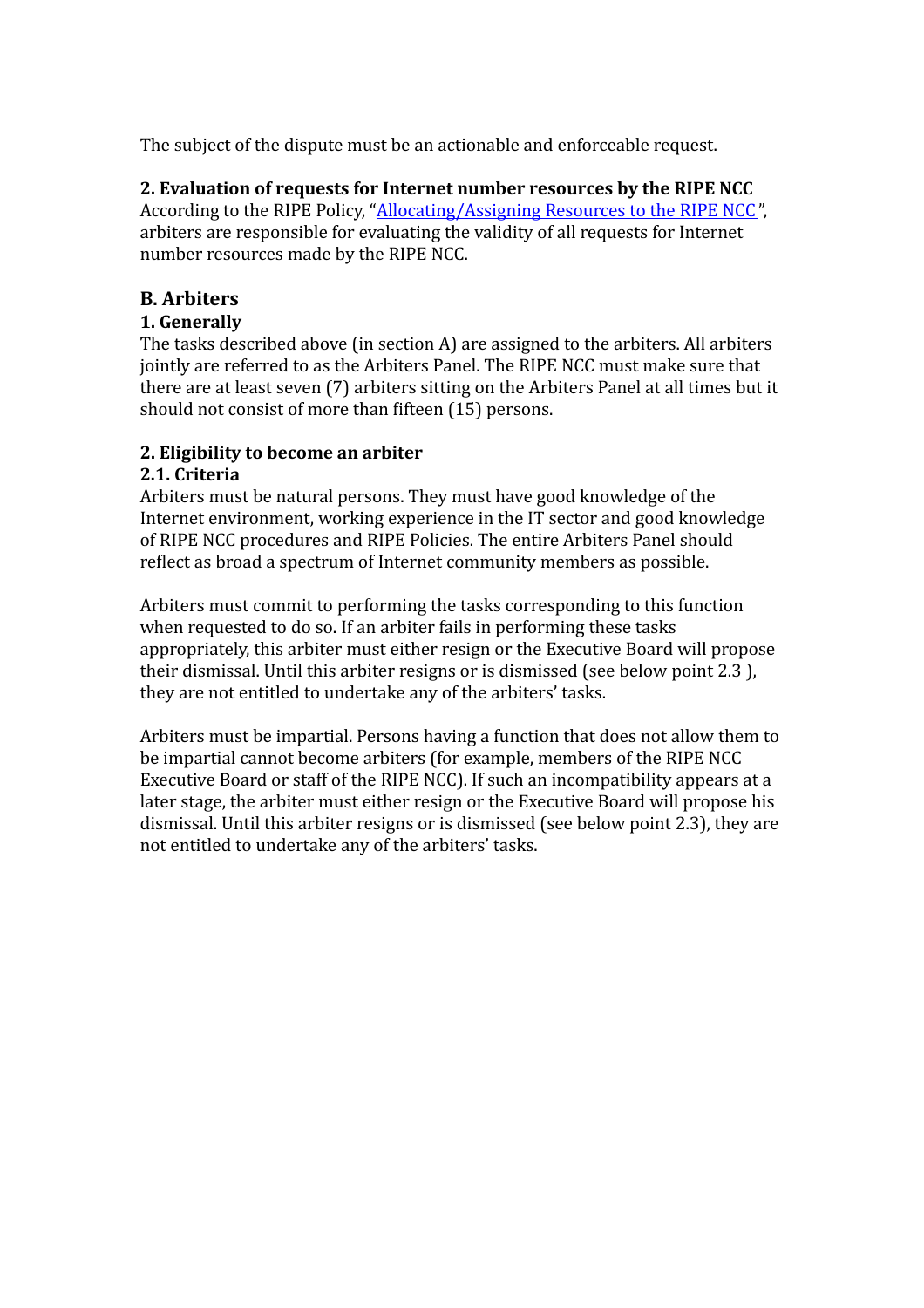The subject of the dispute must be an actionable and enforceable request.

**2. Evaluation of requests for Internet number resources by the RIPE NCC**

According to the RIPE Policy, "Allocating/Assigning Resources to the RIPE NCC", arbiters are responsible for evaluating the validity of all requests for Internet number resources made by the RIPE NCC.

## B. Arbiters

### 1. Generally

The tasks described above (in section A) are assigned to the arbiters. All arbiters jointly are referred to as the Arbiters Panel. The RIPE NCC must make sure that there are at least seven (7) arbiters sitting on the Arbiters Panel at all times but it should not consist of more than fifteen (15) persons.

### 2. Eligibility to become an arbiter

#### 2.1. Criteria

Arbiters must be natural persons. They must have good knowledge of the Internet environment, working experience in the IT sector and good knowledge of RIPE NCC procedures and RIPE Policies. The entire Arbiters Panel should reflect as broad a spectrum of Internet community members as possible.

Arbiters must commit to performing the tasks corresponding to this function when requested to do so. If an arbiter fails in performing these tasks appropriately, this arbiter must either resign or the Executive Board will propose their dismissal. Until this arbiter resigns or is dismissed (see below point 2.3 ), they are not entitled to undertake any of the arbiters' tasks.

Arbiters must be impartial. Persons having a function that does not allow them to be impartial cannot become arbiters (for example, members of the RIPE NCC Executive Board or staff of the RIPE NCC). If such an incompatibility appears at a later stage, the arbiter must either resign or the Executive Board will propose his dismissal. Until this arbiter resigns or is dismissed (see below point 2.3), they are not entitled to undertake any of the arbiters' tasks.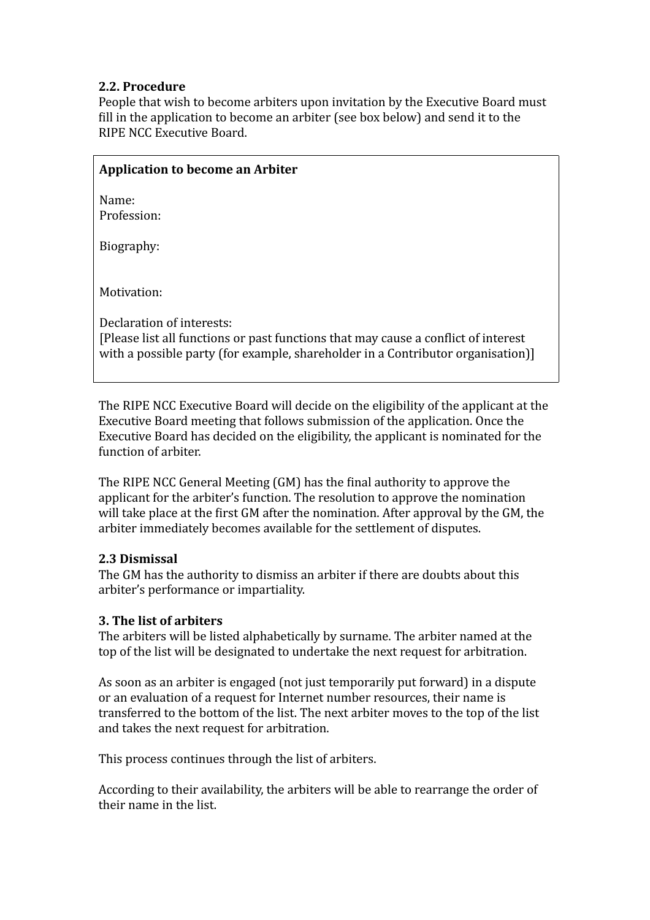### 2.2. Procedure

People that wish to become arbiters upon invitation by the Executive Board must fill in the application to become an arbiter (see box below) and send it to the RIPE NCC Executive Board.

> **Application to become an Arbiter**
>
> Name:
> Profession:
>
> Biography:
>
> Motivation:
>
> Declaration of interests:
> [Please list all functions or past functions that may cause a conflict of interest with a possible party (for example, shareholder in a Contributor organisation)]

The RIPE NCC Executive Board will decide on the eligibility of the applicant at the Executive Board meeting that follows submission of the application. Once the Executive Board has decided on the eligibility, the applicant is nominated for the function of arbiter.

The RIPE NCC General Meeting (GM) has the final authority to approve the applicant for the arbiter's function. The resolution to approve the nomination will take place at the first GM after the nomination. After approval by the GM, the arbiter immediately becomes available for the settlement of disputes.

### 2.3 Dismissal

The GM has the authority to dismiss an arbiter if there are doubts about this arbiter's performance or impartiality.

## 3. The list of arbiters

The arbiters will be listed alphabetically by surname. The arbiter named at the top of the list will be designated to undertake the next request for arbitration.

As soon as an arbiter is engaged (not just temporarily put forward) in a dispute or an evaluation of a request for Internet number resources, their name is transferred to the bottom of the list. The next arbiter moves to the top of the list and takes the next request for arbitration.

This process continues through the list of arbiters.

According to their availability, the arbiters will be able to rearrange the order of their name in the list.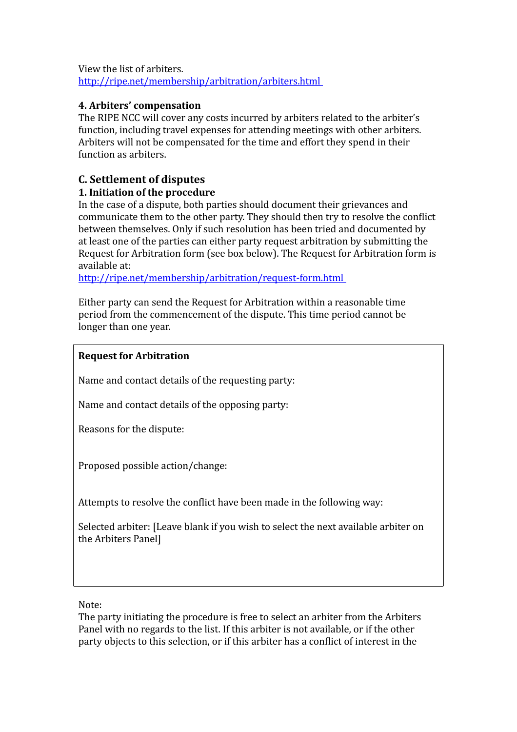View the list of arbiters.
http://ripe.net/membership/arbitration/arbiters.html

### 4. Arbiters' compensation

The RIPE NCC will cover any costs incurred by arbiters related to the arbiter's function, including travel expenses for attending meetings with other arbiters. Arbiters will not be compensated for the time and effort they spend in their function as arbiters.

## C. Settlement of disputes

### 1. Initiation of the procedure

In the case of a dispute, both parties should document their grievances and communicate them to the other party. They should then try to resolve the conflict between themselves. Only if such resolution has been tried and documented by at least one of the parties can either party request arbitration by submitting the Request for Arbitration form (see box below). The Request for Arbitration form is available at:
http://ripe.net/membership/arbitration/request-form.html

Either party can send the Request for Arbitration within a reasonable time period from the commencement of the dispute. This time period cannot be longer than one year.

---

**Request for Arbitration**

Name and contact details of the requesting party:

Name and contact details of the opposing party:

Reasons for the dispute:

Proposed possible action/change:

Attempts to resolve the conflict have been made in the following way:

Selected arbiter: [Leave blank if you wish to select the next available arbiter on the Arbiters Panel]

---

Note:
The party initiating the procedure is free to select an arbiter from the Arbiters Panel with no regards to the list. If this arbiter is not available, or if the other party objects to this selection, or if this arbiter has a conflict of interest in the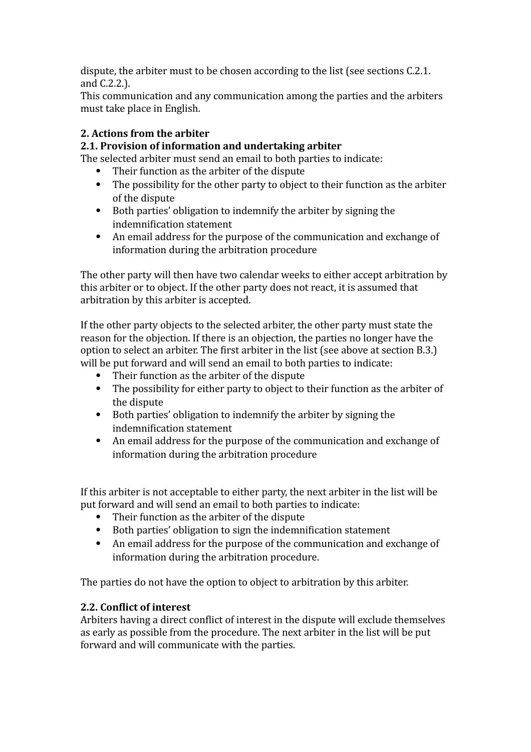dispute, the arbiter must to be chosen according to the list (see sections C.2.1. and C.2.2.).
This communication and any communication among the parties and the arbiters must take place in English.

### 2. Actions from the arbiter

#### 2.1. Provision of information and undertaking arbiter

The selected arbiter must send an email to both parties to indicate:

- Their function as the arbiter of the dispute
- The possibility for the other party to object to their function as the arbiter of the dispute
- Both parties' obligation to indemnify the arbiter by signing the indemnification statement
- An email address for the purpose of the communication and exchange of information during the arbitration procedure

The other party will then have two calendar weeks to either accept arbitration by this arbiter or to object. If the other party does not react, it is assumed that arbitration by this arbiter is accepted.

If the other party objects to the selected arbiter, the other party must state the reason for the objection. If there is an objection, the parties no longer have the option to select an arbiter. The first arbiter in the list (see above at section B.3.) will be put forward and will send an email to both parties to indicate:

- Their function as the arbiter of the dispute
- The possibility for either party to object to their function as the arbiter of the dispute
- Both parties' obligation to indemnify the arbiter by signing the indemnification statement
- An email address for the purpose of the communication and exchange of information during the arbitration procedure

If this arbiter is not acceptable to either party, the next arbiter in the list will be put forward and will send an email to both parties to indicate:

- Their function as the arbiter of the dispute
- Both parties' obligation to sign the indemnification statement
- An email address for the purpose of the communication and exchange of information during the arbitration procedure.

The parties do not have the option to object to arbitration by this arbiter.

#### 2.2. Conflict of interest

Arbiters having a direct conflict of interest in the dispute will exclude themselves as early as possible from the procedure. The next arbiter in the list will be put forward and will communicate with the parties.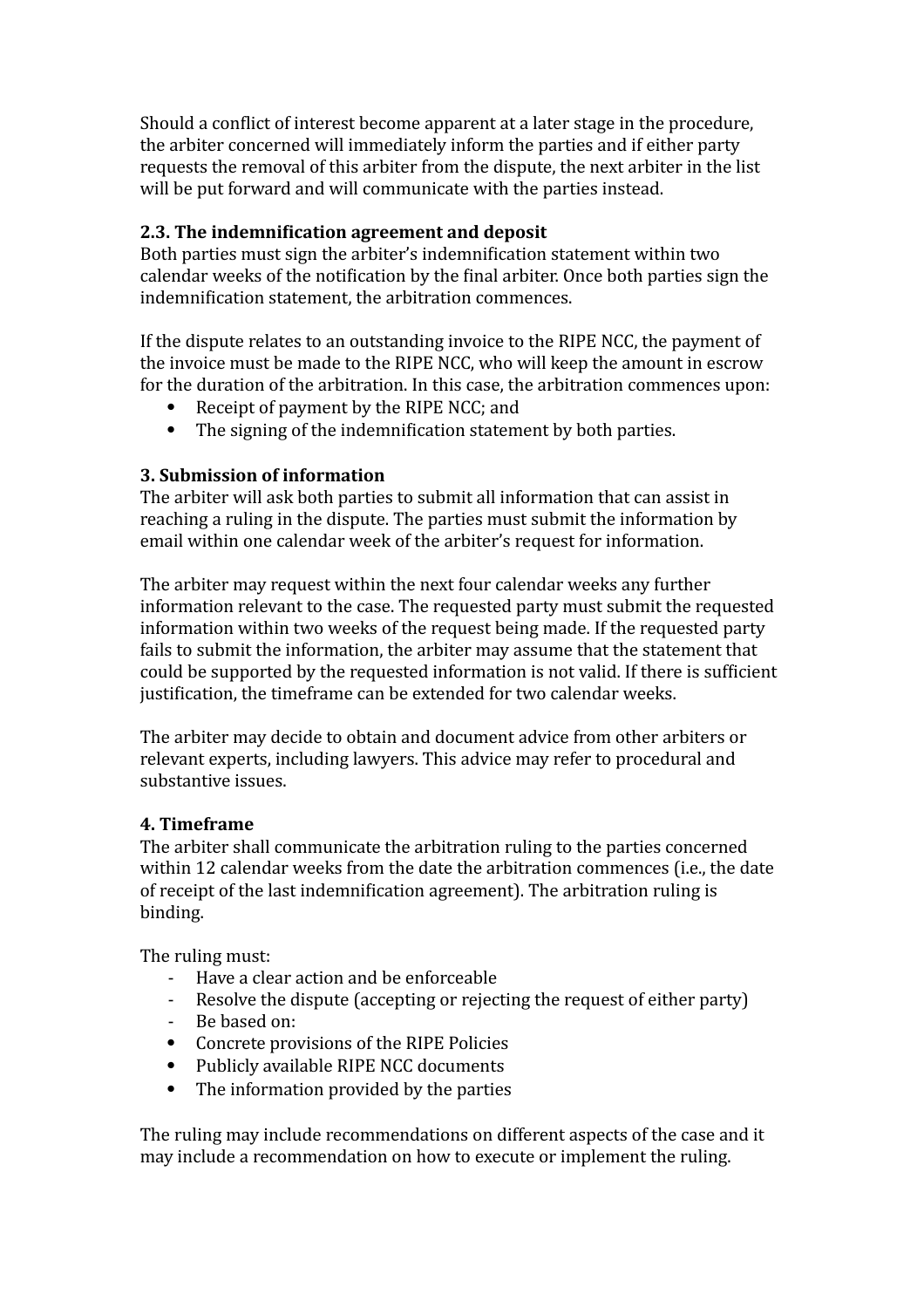Should a conflict of interest become apparent at a later stage in the procedure, the arbiter concerned will immediately inform the parties and if either party requests the removal of this arbiter from the dispute, the next arbiter in the list will be put forward and will communicate with the parties instead.

**2.3. The indemnification agreement and deposit**

Both parties must sign the arbiter's indemnification statement within two calendar weeks of the notification by the final arbiter. Once both parties sign the indemnification statement, the arbitration commences.

If the dispute relates to an outstanding invoice to the RIPE NCC, the payment of the invoice must be made to the RIPE NCC, who will keep the amount in escrow for the duration of the arbitration. In this case, the arbitration commences upon:

- Receipt of payment by the RIPE NCC; and
- The signing of the indemnification statement by both parties.

**3. Submission of information**

The arbiter will ask both parties to submit all information that can assist in reaching a ruling in the dispute. The parties must submit the information by email within one calendar week of the arbiter's request for information.

The arbiter may request within the next four calendar weeks any further information relevant to the case. The requested party must submit the requested information within two weeks of the request being made. If the requested party fails to submit the information, the arbiter may assume that the statement that could be supported by the requested information is not valid. If there is sufficient justification, the timeframe can be extended for two calendar weeks.

The arbiter may decide to obtain and document advice from other arbiters or relevant experts, including lawyers. This advice may refer to procedural and substantive issues.

**4. Timeframe**

The arbiter shall communicate the arbitration ruling to the parties concerned within 12 calendar weeks from the date the arbitration commences (i.e., the date of receipt of the last indemnification agreement). The arbitration ruling is binding.

The ruling must:

- Have a clear action and be enforceable
- Resolve the dispute (accepting or rejecting the request of either party)
- Be based on:
  - Concrete provisions of the RIPE Policies
  - Publicly available RIPE NCC documents
  - The information provided by the parties

The ruling may include recommendations on different aspects of the case and it may include a recommendation on how to execute or implement the ruling.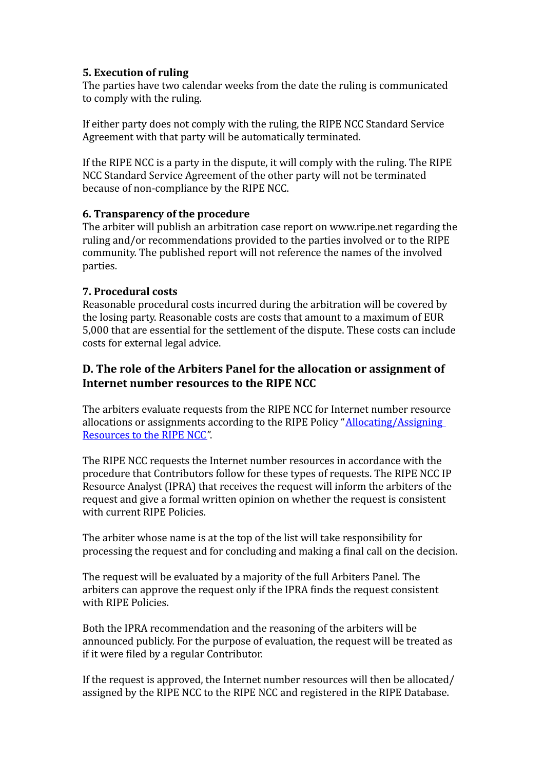**5. Execution of ruling**
The parties have two calendar weeks from the date the ruling is communicated to comply with the ruling.

If either party does not comply with the ruling, the RIPE NCC Standard Service Agreement with that party will be automatically terminated.

If the RIPE NCC is a party in the dispute, it will comply with the ruling. The RIPE NCC Standard Service Agreement of the other party will not be terminated because of non-compliance by the RIPE NCC.

**6. Transparency of the procedure**
The arbiter will publish an arbitration case report on www.ripe.net regarding the ruling and/or recommendations provided to the parties involved or to the RIPE community. The published report will not reference the names of the involved parties.

**7. Procedural costs**
Reasonable procedural costs incurred during the arbitration will be covered by the losing party. Reasonable costs are costs that amount to a maximum of EUR 5,000 that are essential for the settlement of the dispute. These costs can include costs for external legal advice.

## D. The role of the Arbiters Panel for the allocation or assignment of Internet number resources to the RIPE NCC

The arbiters evaluate requests from the RIPE NCC for Internet number resource allocations or assignments according to the RIPE Policy "Allocating/Assigning Resources to the RIPE NCC".

The RIPE NCC requests the Internet number resources in accordance with the procedure that Contributors follow for these types of requests. The RIPE NCC IP Resource Analyst (IPRA) that receives the request will inform the arbiters of the request and give a formal written opinion on whether the request is consistent with current RIPE Policies.

The arbiter whose name is at the top of the list will take responsibility for processing the request and for concluding and making a final call on the decision.

The request will be evaluated by a majority of the full Arbiters Panel. The arbiters can approve the request only if the IPRA finds the request consistent with RIPE Policies.

Both the IPRA recommendation and the reasoning of the arbiters will be announced publicly. For the purpose of evaluation, the request will be treated as if it were filed by a regular Contributor.

If the request is approved, the Internet number resources will then be allocated/assigned by the RIPE NCC to the RIPE NCC and registered in the RIPE Database.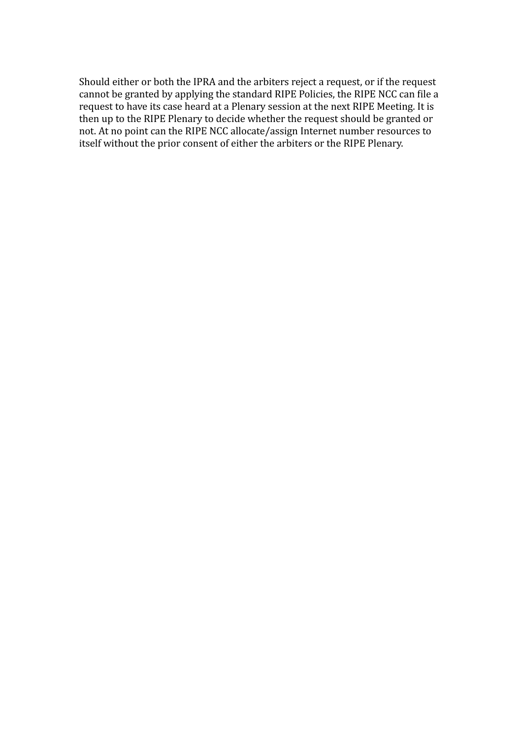Should either or both the IPRA and the arbiters reject a request, or if the request cannot be granted by applying the standard RIPE Policies, the RIPE NCC can file a request to have its case heard at a Plenary session at the next RIPE Meeting. It is then up to the RIPE Plenary to decide whether the request should be granted or not. At no point can the RIPE NCC allocate/assign Internet number resources to itself without the prior consent of either the arbiters or the RIPE Plenary.